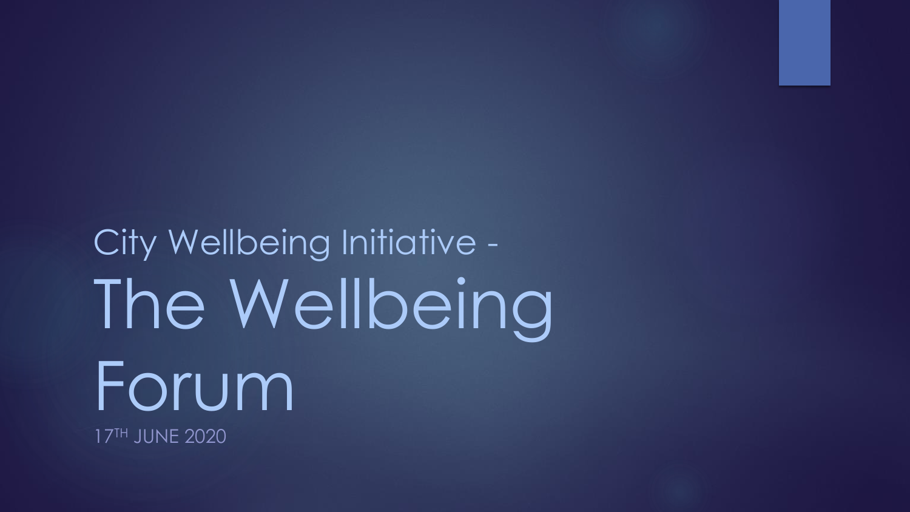City Wellbeing Initiative -

# The Wellbeing Forum

17TH JUNE 2020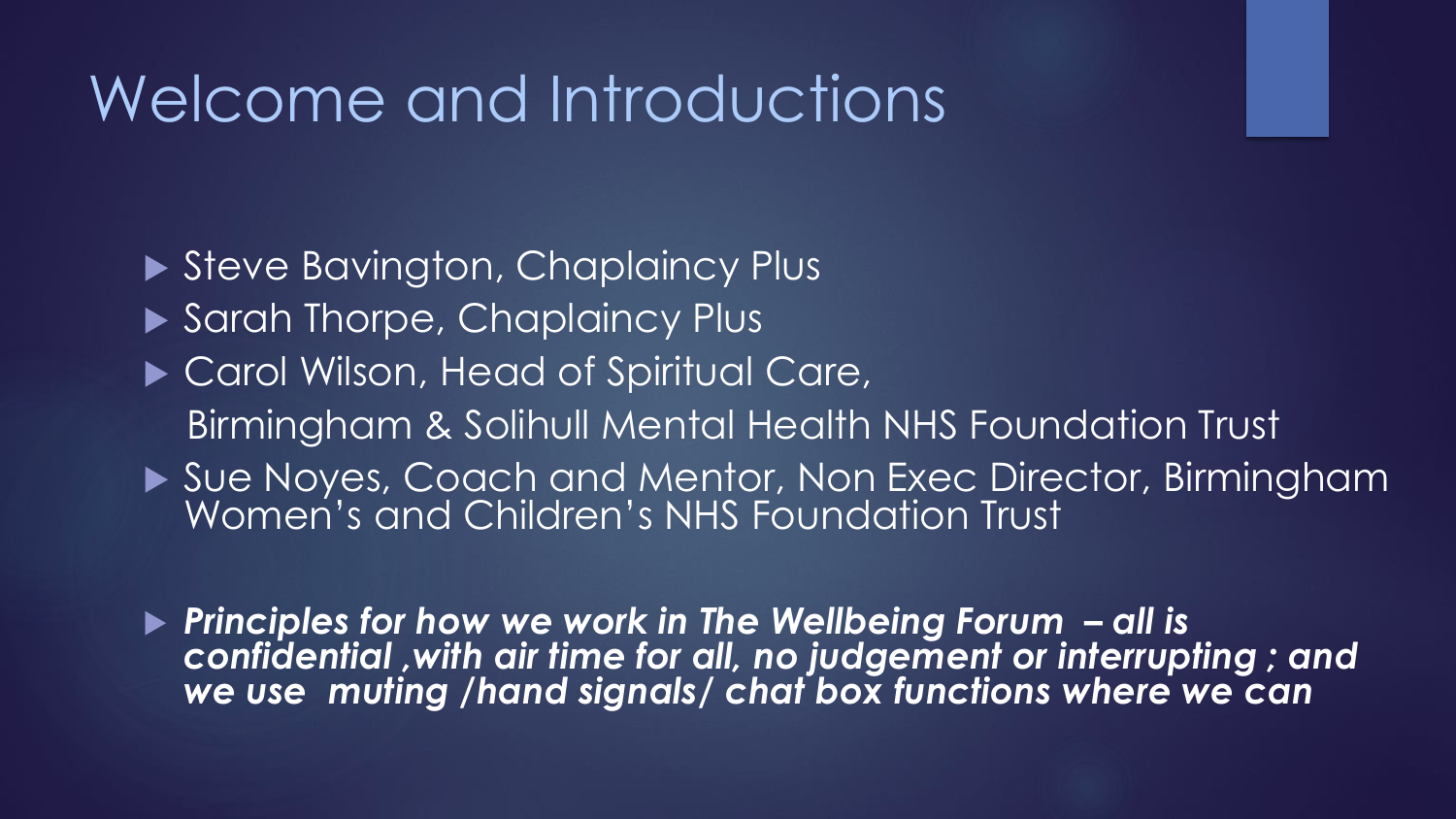# Welcome and Introductions

- Steve Bavington, Chaplaincy Plus
- Sarah Thorpe, Chaplaincy Plus
- Carol Wilson, Head of Spiritual Care,
  Birmingham & Solihull Mental Health NHS Foundation Trust
- Sue Noyes, Coach and Mentor, Non Exec Director, Birmingham Women's and Children's NHS Foundation Trust

- ***Principles for how we work in The Wellbeing Forum – all is confidential ,with air time for all, no judgement or interrupting ; and we use muting /hand signals/ chat box functions where we can***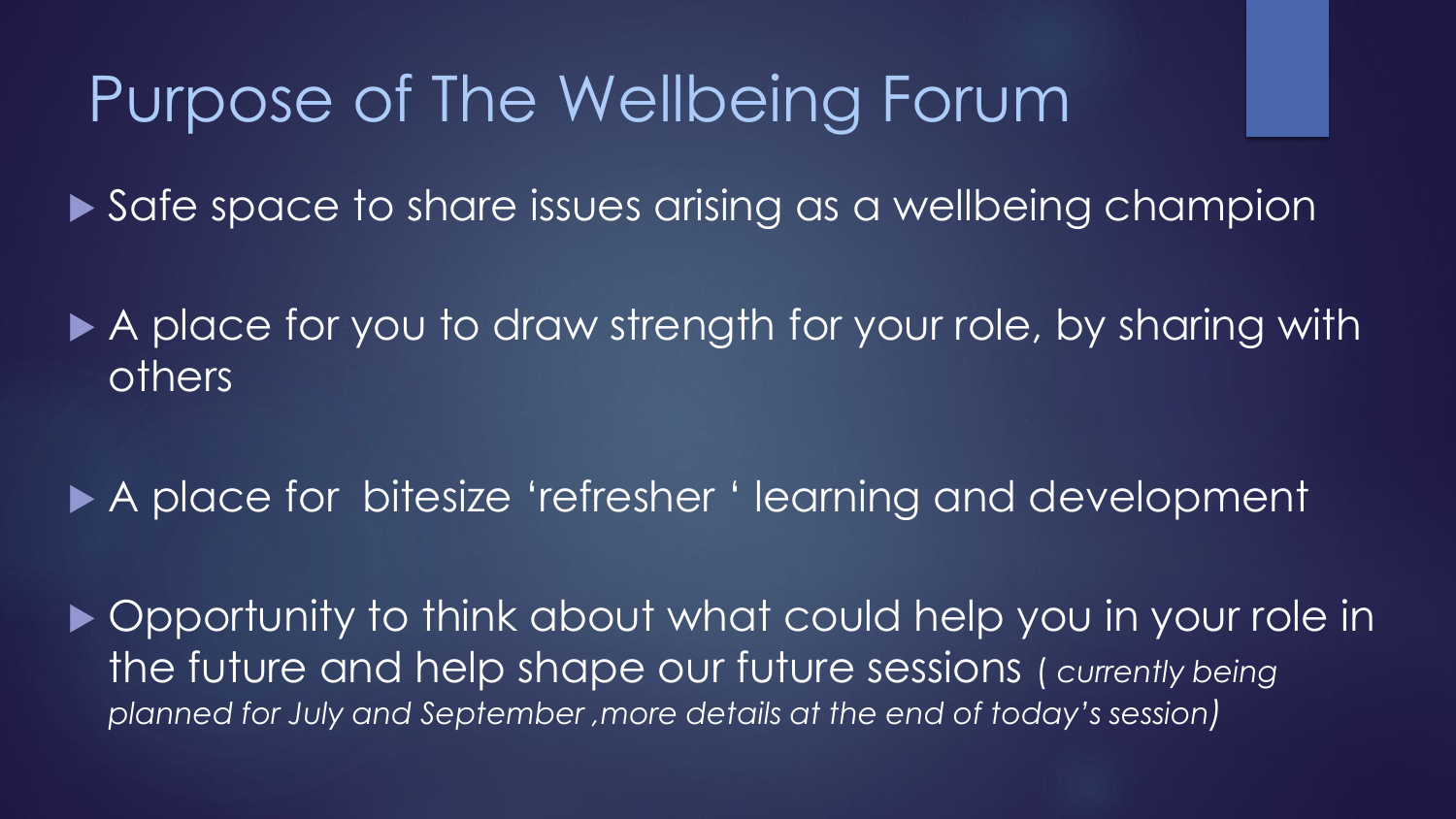# Purpose of The Wellbeing Forum

- Safe space to share issues arising as a wellbeing champion
- A place for you to draw strength for your role, by sharing with others
- A place for bitesize 'refresher ' learning and development
- Opportunity to think about what could help you in your role in the future and help shape our future sessions *( currently being planned for July and September ,more details at the end of today's session)*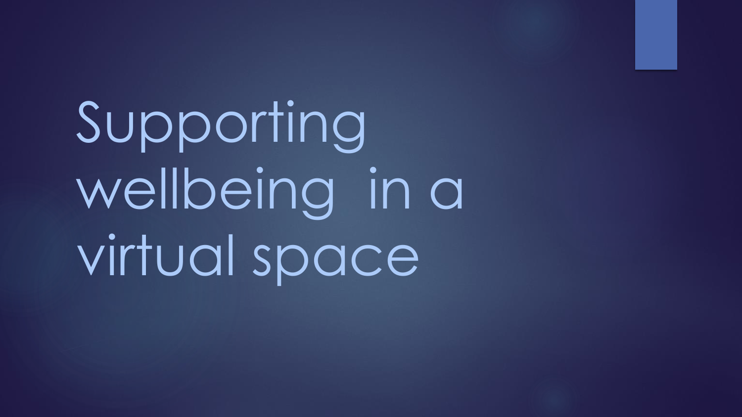# Supporting wellbeing in a virtual space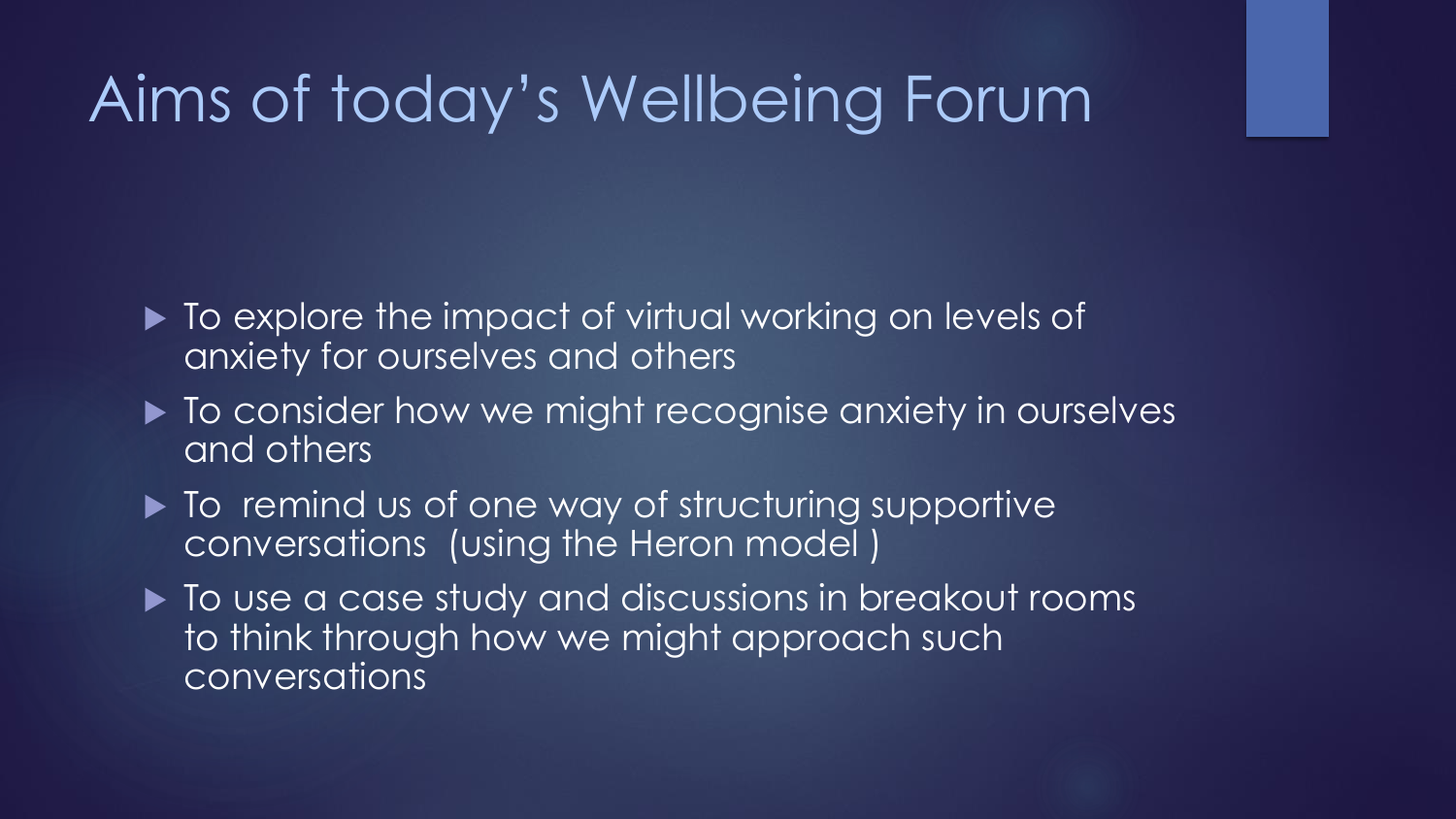# Aims of today's Wellbeing Forum

- To explore the impact of virtual working on levels of anxiety for ourselves and others
- To consider how we might recognise anxiety in ourselves and others
- To remind us of one way of structuring supportive conversations (using the Heron model )
- To use a case study and discussions in breakout rooms to think through how we might approach such conversations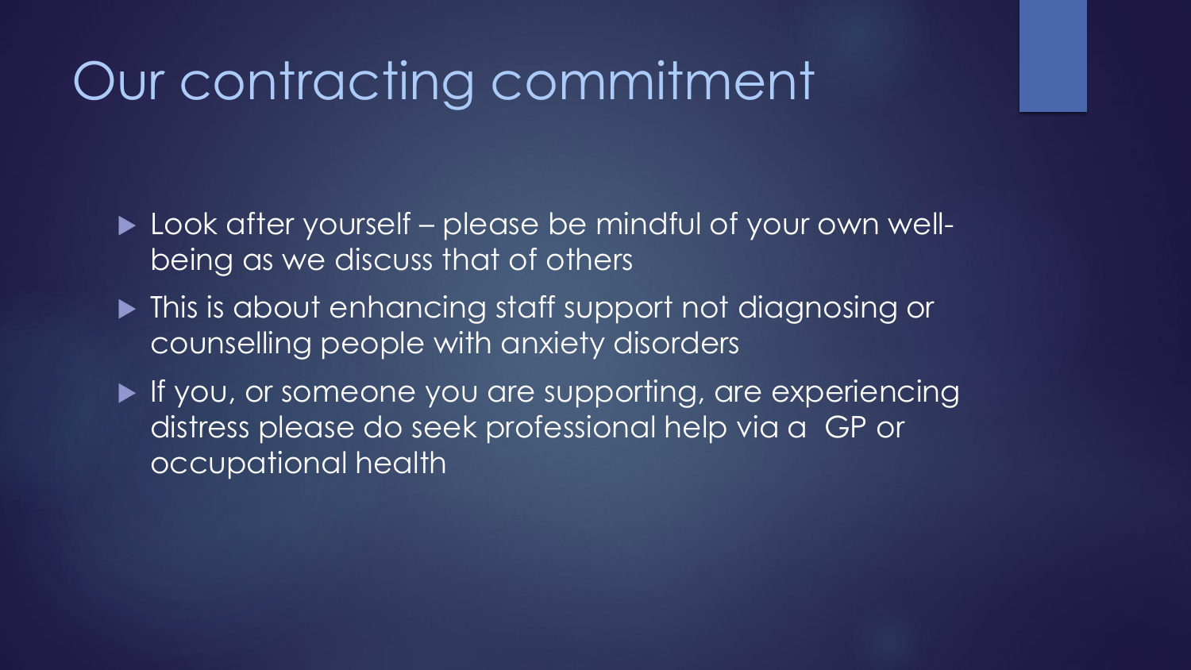# Our contracting commitment

- Look after yourself – please be mindful of your own well-being as we discuss that of others
- This is about enhancing staff support not diagnosing or counselling people with anxiety disorders
- If you, or someone you are supporting, are experiencing distress please do seek professional help via a GP or occupational health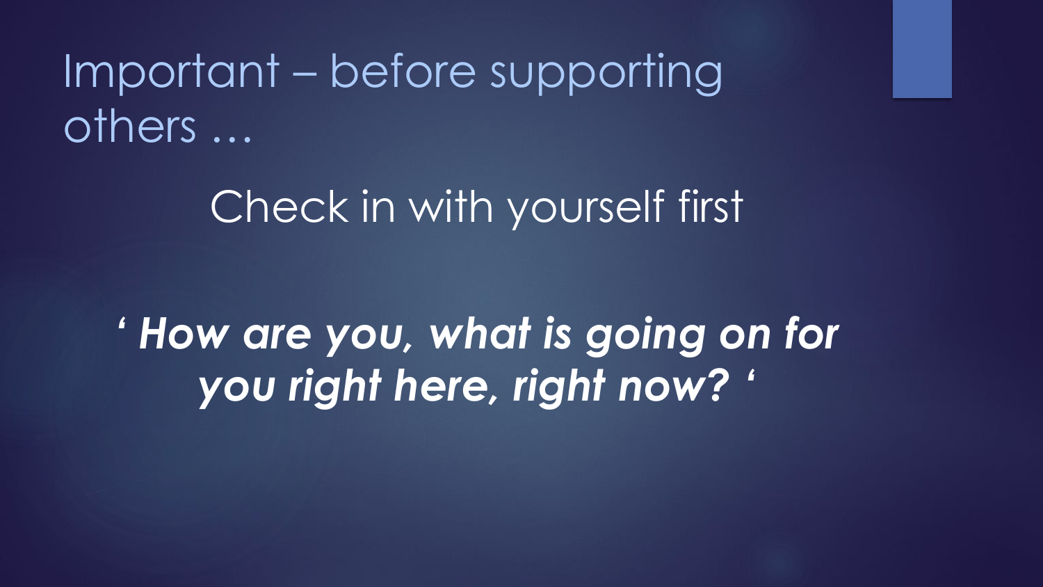# Important – before supporting others …

Check in with yourself first

***' How are you, what is going on for you right here, right now? '***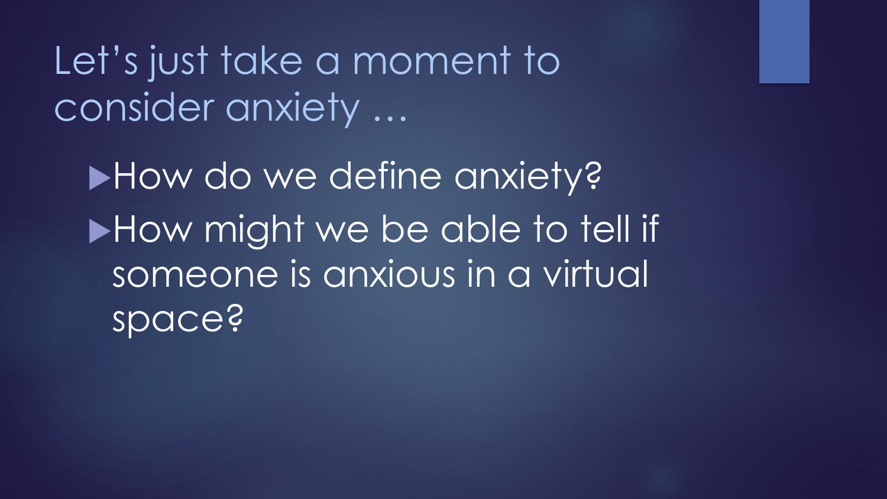# Let's just take a moment to consider anxiety …

- How do we define anxiety?
- How might we be able to tell if someone is anxious in a virtual space?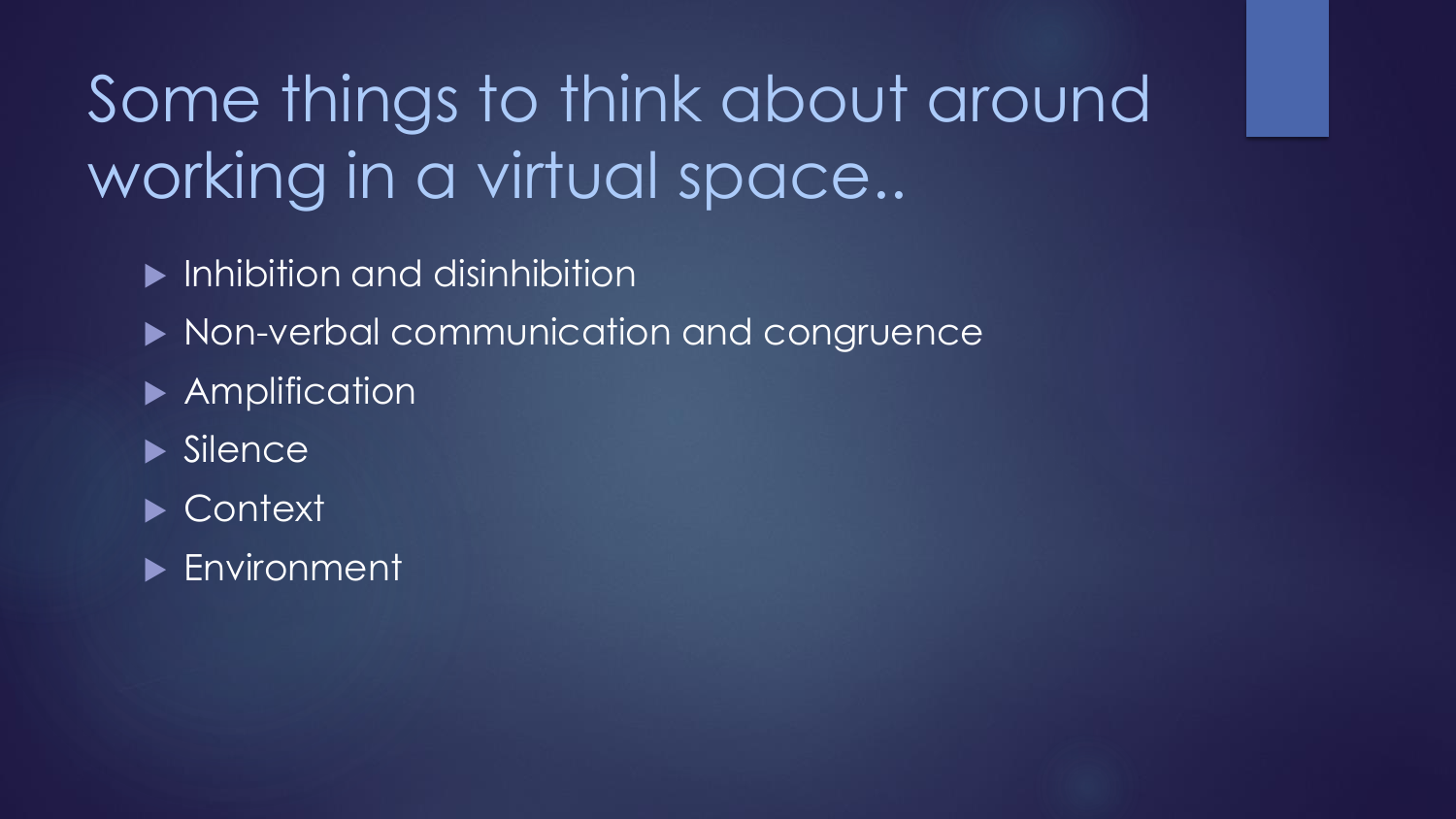# Some things to think about around working in a virtual space..

- Inhibition and disinhibition
- Non-verbal communication and congruence
- Amplification
- Silence
- Context
- Environment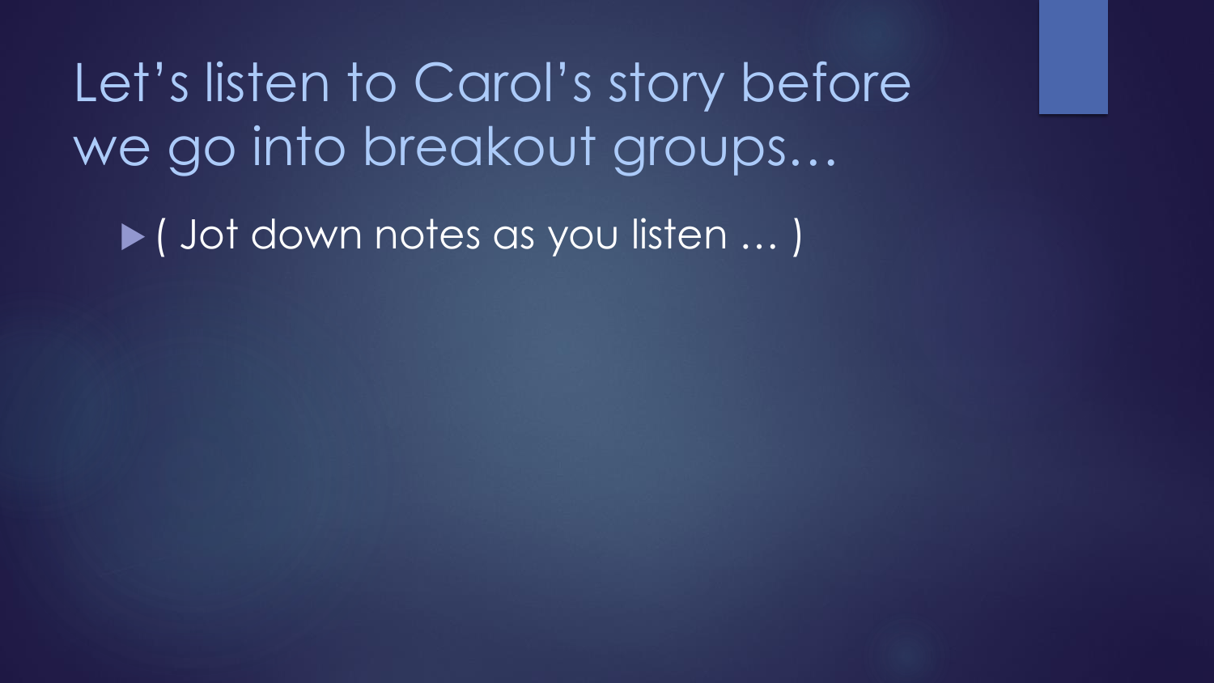# Let's listen to Carol's story before we go into breakout groups…

- ( Jot down notes as you listen … )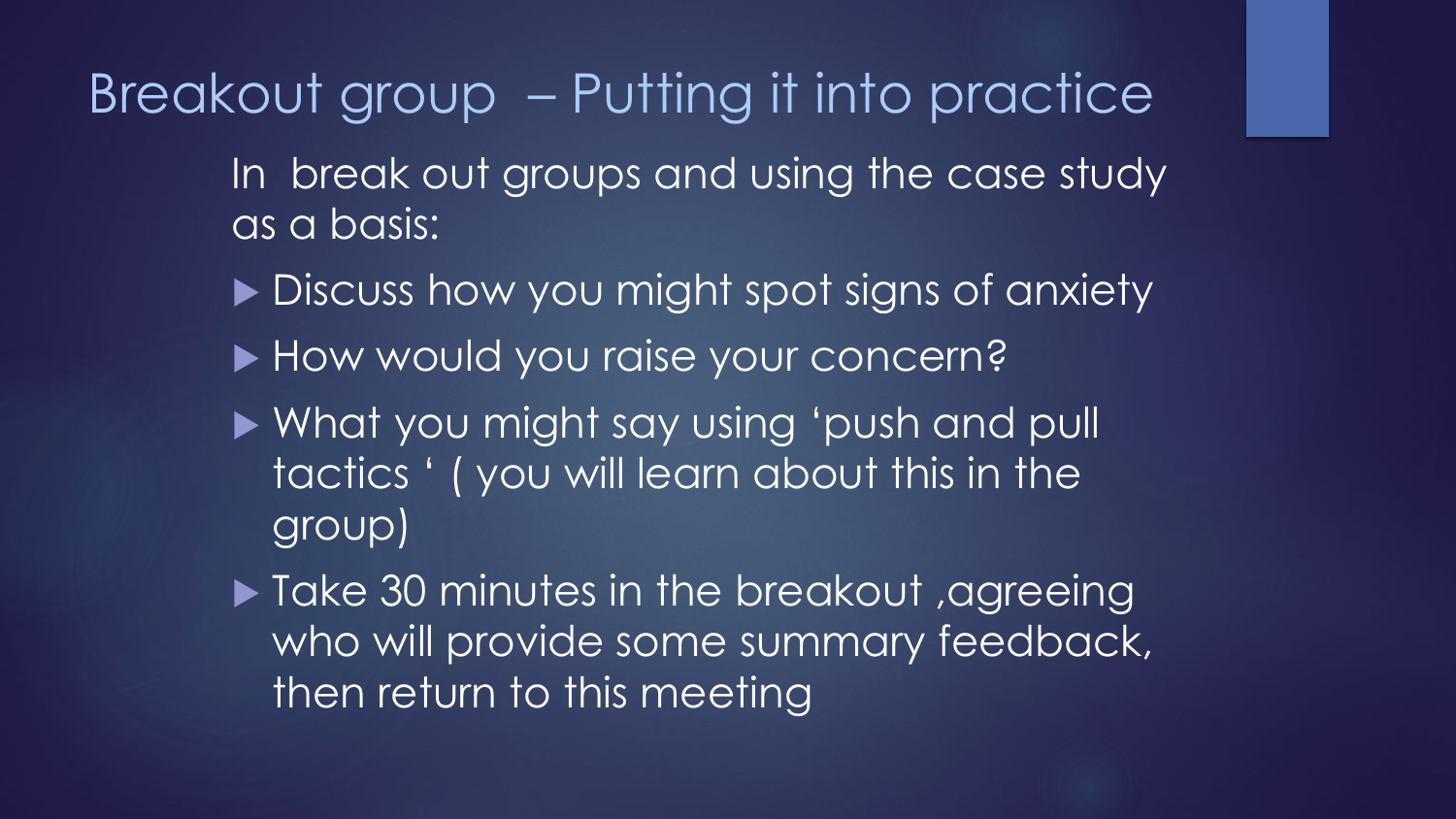# Breakout group – Putting it into practice

In break out groups and using the case study as a basis:

- Discuss how you might spot signs of anxiety
- How would you raise your concern?
- What you might say using 'push and pull tactics ' ( you will learn about this in the group)
- Take 30 minutes in the breakout ,agreeing who will provide some summary feedback, then return to this meeting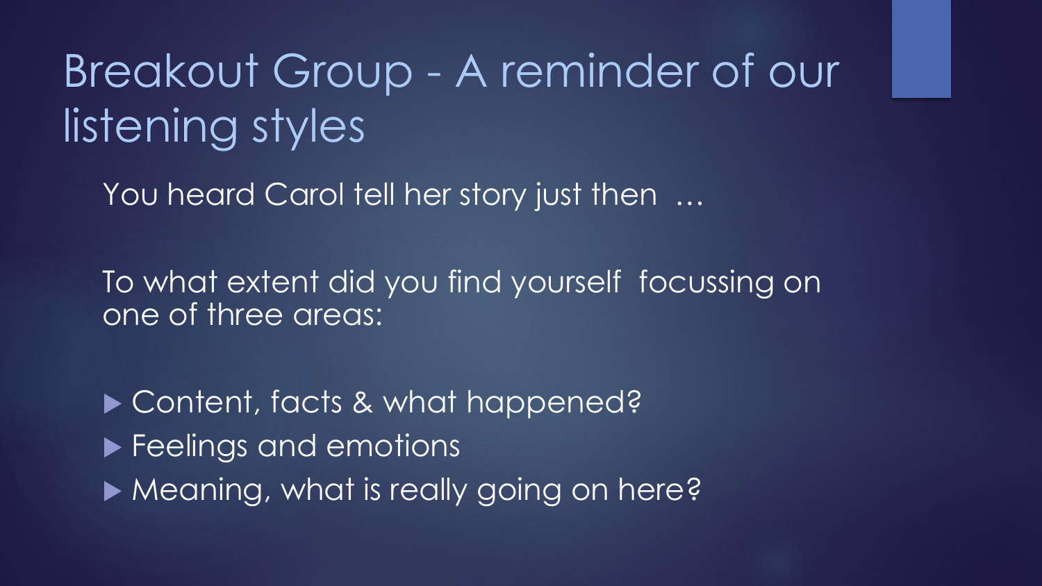# Breakout Group - A reminder of our listening styles

You heard Carol tell her story just then …

To what extent did you find yourself focussing on one of three areas:

- Content, facts & what happened?
- Feelings and emotions
- Meaning, what is really going on here?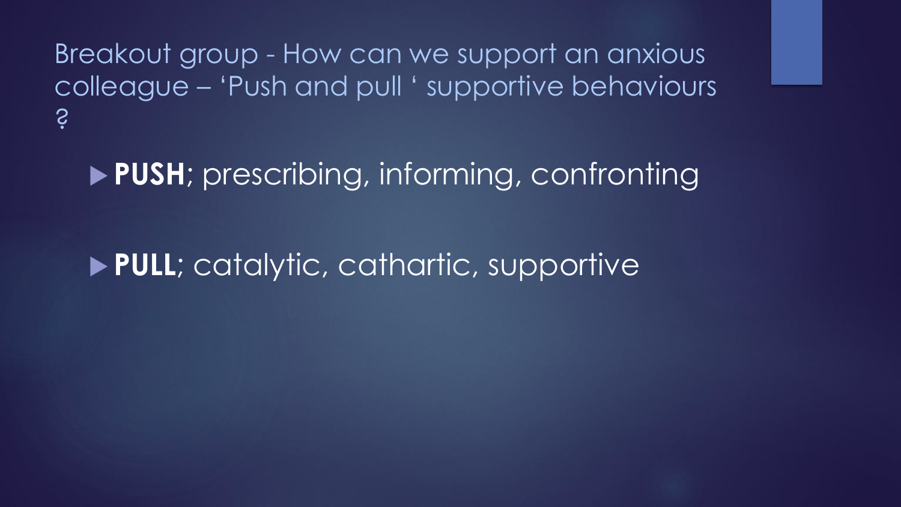# Breakout group - How can we support an anxious colleague – 'Push and pull ' supportive behaviours ?

- **PUSH**; prescribing, informing, confronting
- **PULL**; catalytic, cathartic, supportive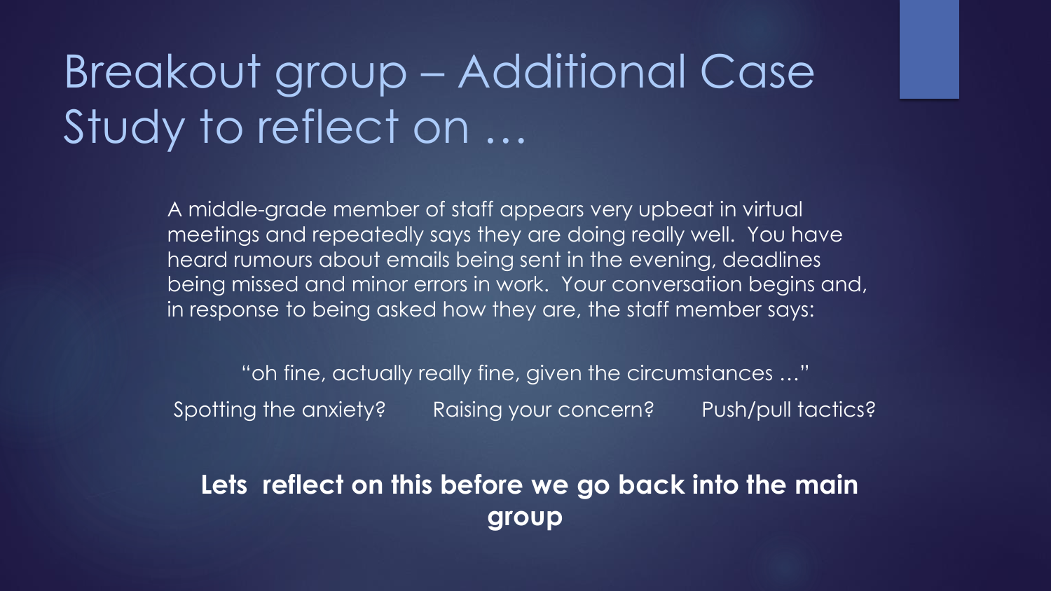# Breakout group – Additional Case Study to reflect on …

A middle-grade member of staff appears very upbeat in virtual meetings and repeatedly says they are doing really well. You have heard rumours about emails being sent in the evening, deadlines being missed and minor errors in work. Your conversation begins and, in response to being asked how they are, the staff member says:

"oh fine, actually really fine, given the circumstances …"

Spotting the anxiety? Raising your concern? Push/pull tactics?

**Lets reflect on this before we go back into the main group**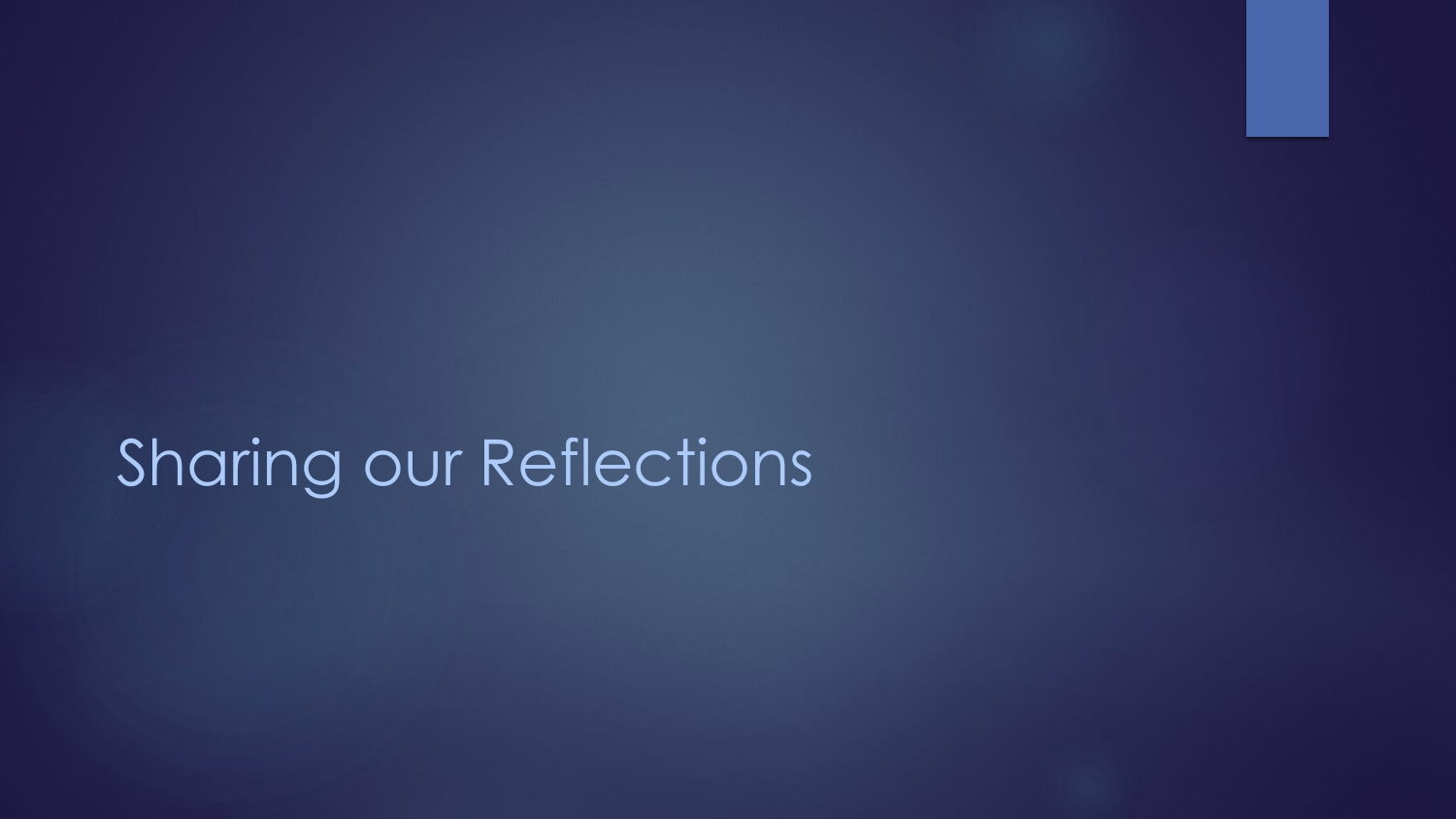# Sharing our Reflections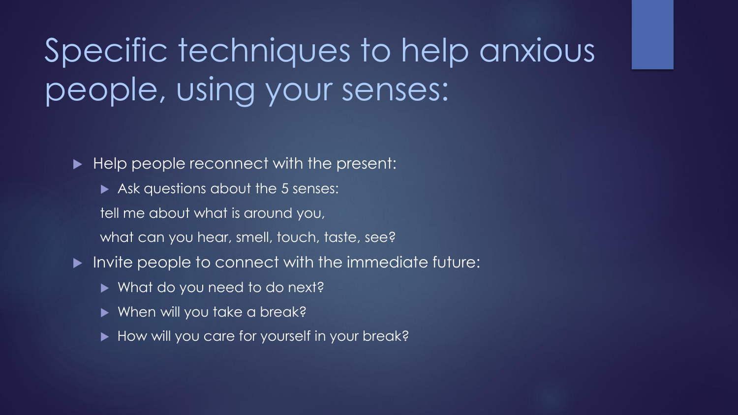# Specific techniques to help anxious people, using your senses:

- Help people reconnect with the present:
  - Ask questions about the 5 senses:

    tell me about what is around you,

    what can you hear, smell, touch, taste, see?
- Invite people to connect with the immediate future:
  - What do you need to do next?
  - When will you take a break?
  - How will you care for yourself in your break?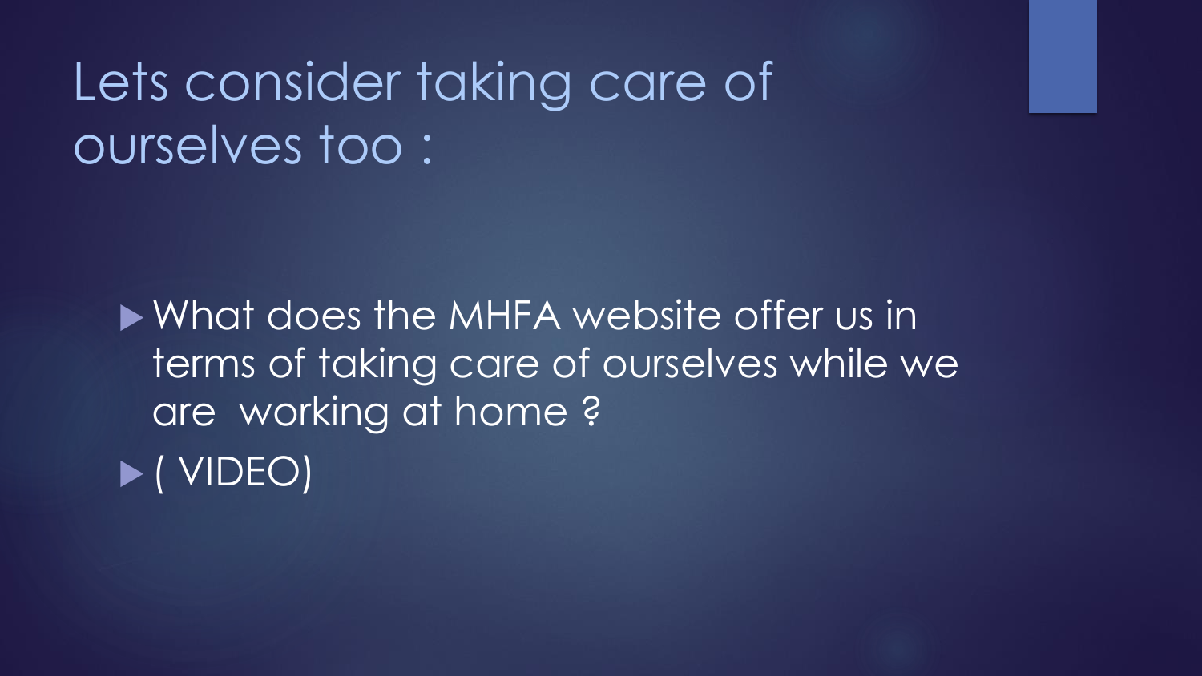# Lets consider taking care of ourselves too :

- What does the MHFA website offer us in terms of taking care of ourselves while we are working at home ?
- ( VIDEO)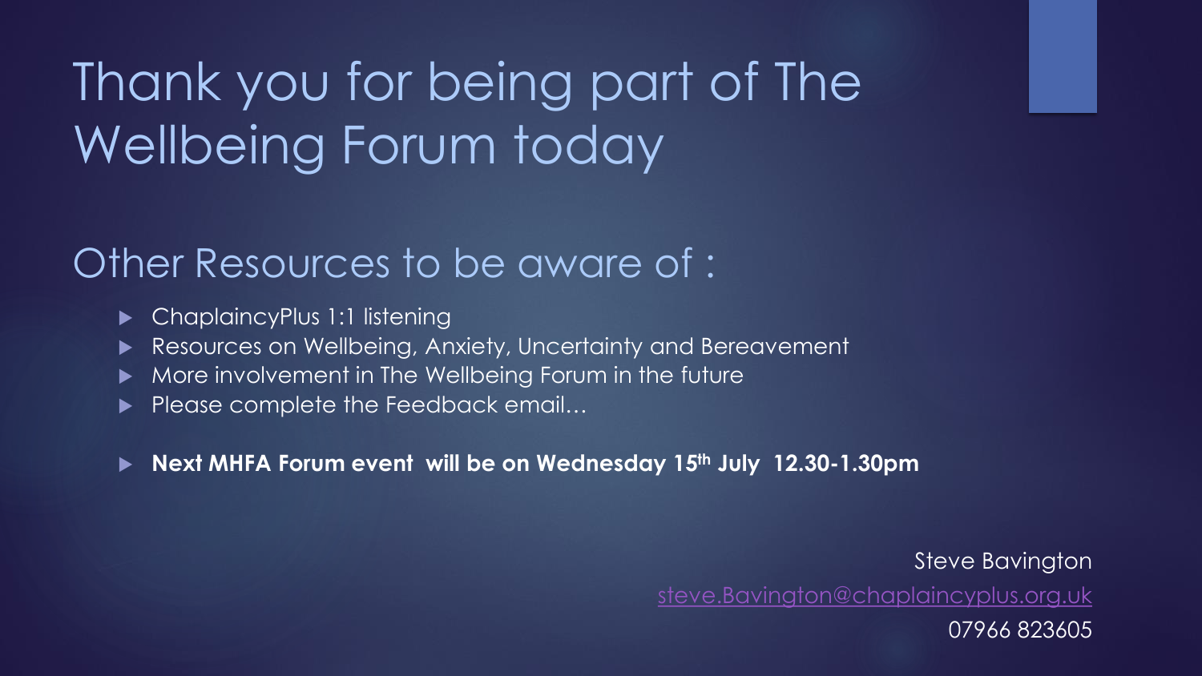# Thank you for being part of The Wellbeing Forum today

## Other Resources to be aware of :

- ChaplaincyPlus 1:1 listening
- Resources on Wellbeing, Anxiety, Uncertainty and Bereavement
- More involvement in The Wellbeing Forum in the future
- Please complete the Feedback email…

- **Next MHFA Forum event will be on Wednesday 15th July 12.30-1.30pm**

Steve Bavington

steve.Bavington@chaplaincyplus.org.uk

07966 823605